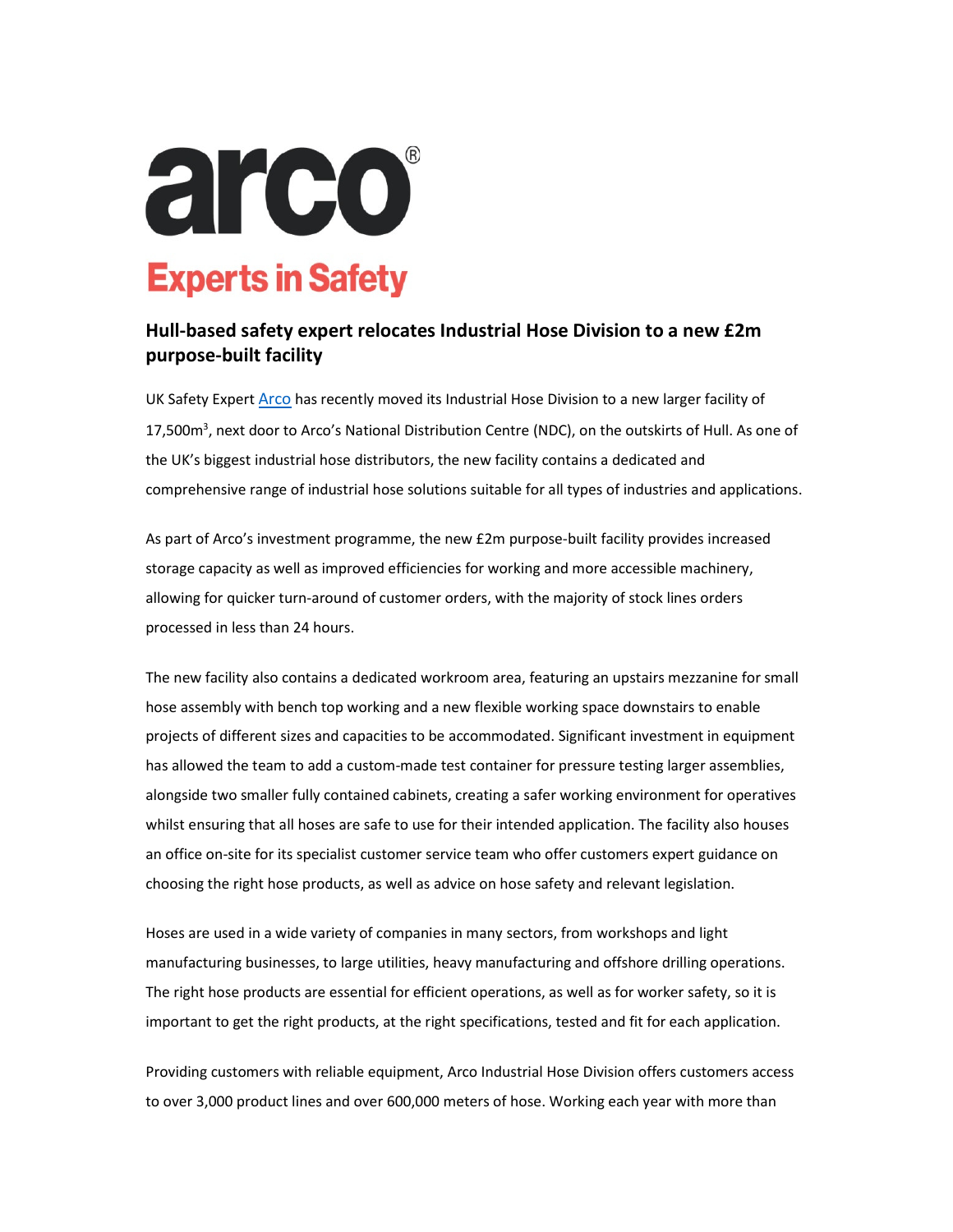**arco®**

**Experts in Safety**

## Hull-based safety expert relocates Industrial Hose Division to a new £2m purpose-built facility

UK Safety Expert [Arco](Arco) has recently moved its Industrial Hose Division to a new larger facility of 17,500m$^3$, next door to Arco's National Distribution Centre (NDC), on the outskirts of Hull. As one of the UK's biggest industrial hose distributors, the new facility contains a dedicated and comprehensive range of industrial hose solutions suitable for all types of industries and applications.

As part of Arco's investment programme, the new £2m purpose-built facility provides increased storage capacity as well as improved efficiencies for working and more accessible machinery, allowing for quicker turn-around of customer orders, with the majority of stock lines orders processed in less than 24 hours.

The new facility also contains a dedicated workroom area, featuring an upstairs mezzanine for small hose assembly with bench top working and a new flexible working space downstairs to enable projects of different sizes and capacities to be accommodated. Significant investment in equipment has allowed the team to add a custom-made test container for pressure testing larger assemblies, alongside two smaller fully contained cabinets, creating a safer working environment for operatives whilst ensuring that all hoses are safe to use for their intended application. The facility also houses an office on-site for its specialist customer service team who offer customers expert guidance on choosing the right hose products, as well as advice on hose safety and relevant legislation.

Hoses are used in a wide variety of companies in many sectors, from workshops and light manufacturing businesses, to large utilities, heavy manufacturing and offshore drilling operations. The right hose products are essential for efficient operations, as well as for worker safety, so it is important to get the right products, at the right specifications, tested and fit for each application.

Providing customers with reliable equipment, Arco Industrial Hose Division offers customers access to over 3,000 product lines and over 600,000 meters of hose. Working each year with more than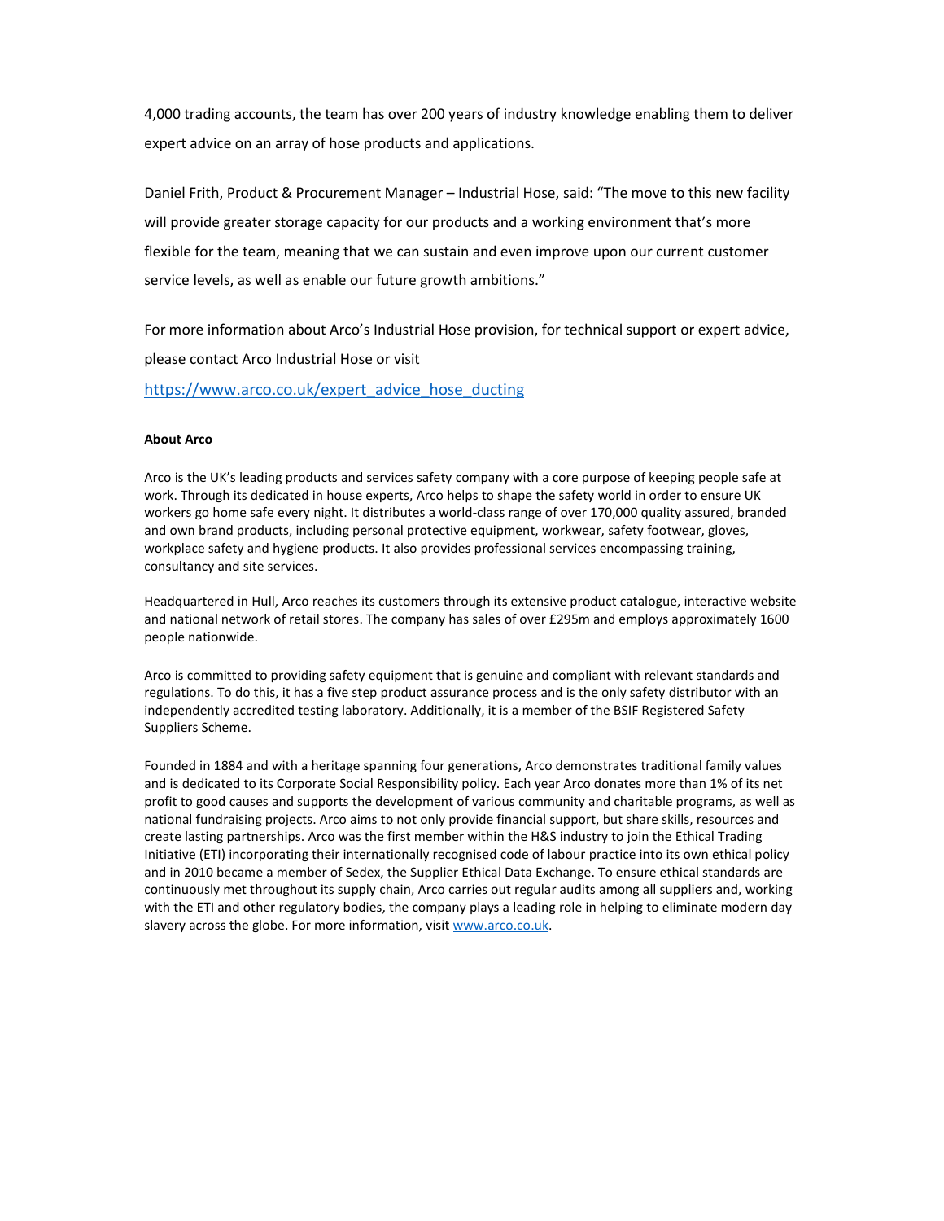4,000 trading accounts, the team has over 200 years of industry knowledge enabling them to deliver expert advice on an array of hose products and applications.

Daniel Frith, Product & Procurement Manager – Industrial Hose, said: "The move to this new facility will provide greater storage capacity for our products and a working environment that's more flexible for the team, meaning that we can sustain and even improve upon our current customer service levels, as well as enable our future growth ambitions."

For more information about Arco's Industrial Hose provision, for technical support or expert advice, please contact Arco Industrial Hose or visit

https://www.arco.co.uk/expert_advice_hose_ducting

**About Arco**

Arco is the UK's leading products and services safety company with a core purpose of keeping people safe at work. Through its dedicated in house experts, Arco helps to shape the safety world in order to ensure UK workers go home safe every night. It distributes a world-class range of over 170,000 quality assured, branded and own brand products, including personal protective equipment, workwear, safety footwear, gloves, workplace safety and hygiene products. It also provides professional services encompassing training, consultancy and site services.

Headquartered in Hull, Arco reaches its customers through its extensive product catalogue, interactive website and national network of retail stores. The company has sales of over £295m and employs approximately 1600 people nationwide.

Arco is committed to providing safety equipment that is genuine and compliant with relevant standards and regulations. To do this, it has a five step product assurance process and is the only safety distributor with an independently accredited testing laboratory. Additionally, it is a member of the BSIF Registered Safety Suppliers Scheme.

Founded in 1884 and with a heritage spanning four generations, Arco demonstrates traditional family values and is dedicated to its Corporate Social Responsibility policy. Each year Arco donates more than 1% of its net profit to good causes and supports the development of various community and charitable programs, as well as national fundraising projects. Arco aims to not only provide financial support, but share skills, resources and create lasting partnerships. Arco was the first member within the H&S industry to join the Ethical Trading Initiative (ETI) incorporating their internationally recognised code of labour practice into its own ethical policy and in 2010 became a member of Sedex, the Supplier Ethical Data Exchange. To ensure ethical standards are continuously met throughout its supply chain, Arco carries out regular audits among all suppliers and, working with the ETI and other regulatory bodies, the company plays a leading role in helping to eliminate modern day slavery across the globe. For more information, visit www.arco.co.uk.